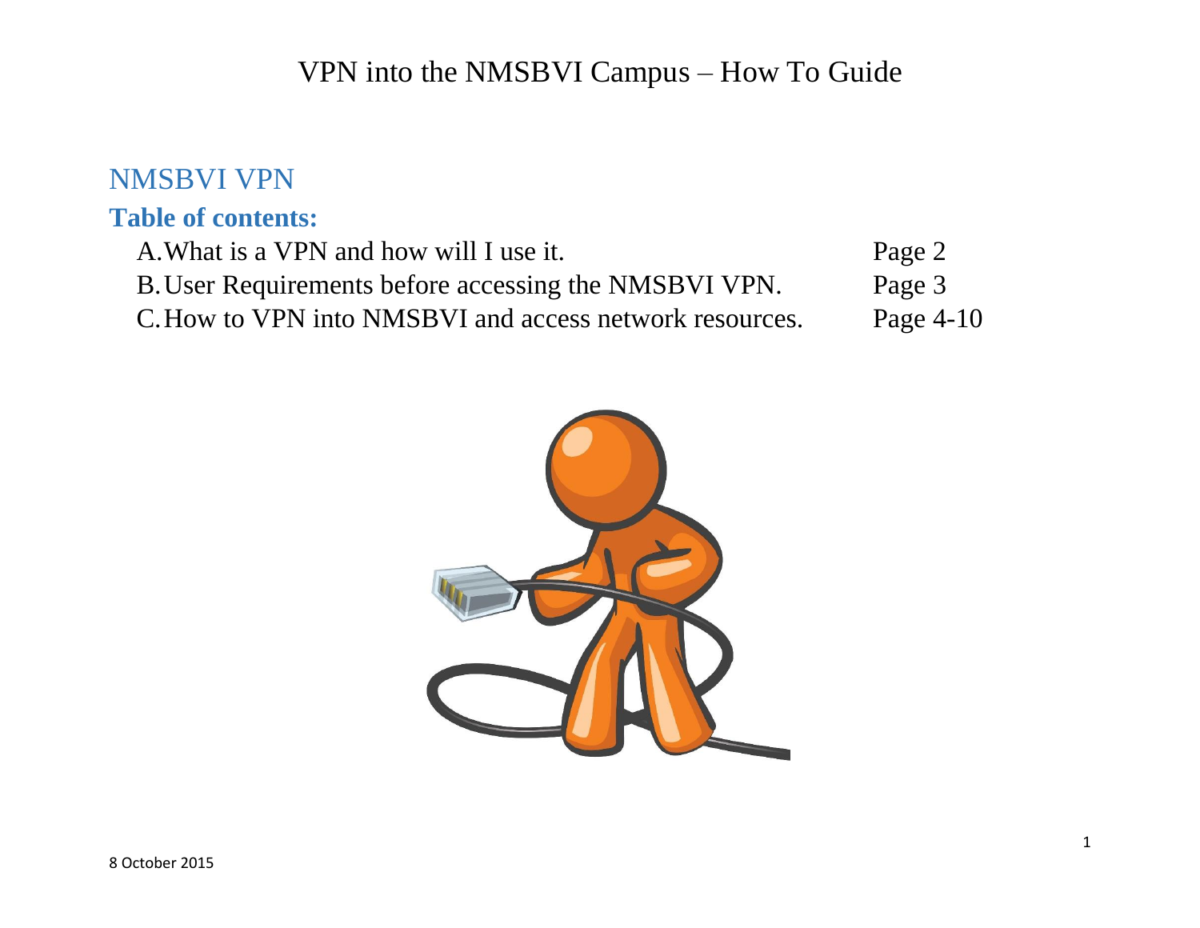# VPN into the NMSBVI Campus – How To Guide

## NMSBVI VPN

### Table of contents:

| | |
|---|---|
| A. What is a VPN and how will I use it. | Page 2 |
| B. User Requirements before accessing the NMSBVI VPN. | Page 3 |
| C. How to VPN into NMSBVI and access network resources. | Page 4-10 |

8 October 2015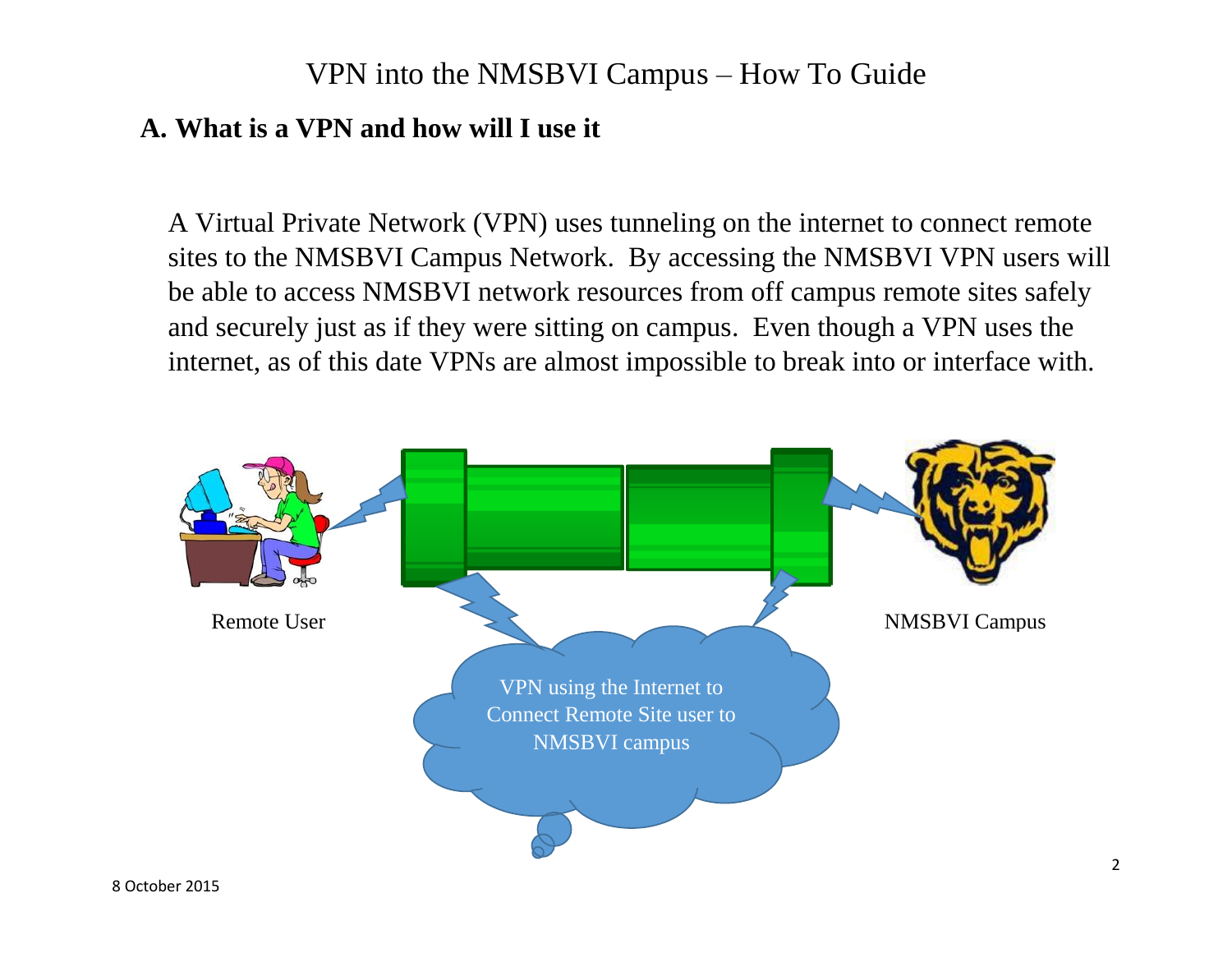# VPN into the NMSBVI Campus – How To Guide

## A. What is a VPN and how will I use it

A Virtual Private Network (VPN) uses tunneling on the internet to connect remote sites to the NMSBVI Campus Network. By accessing the NMSBVI VPN users will be able to access NMSBVI network resources from off campus remote sites safely and securely just as if they were sitting on campus. Even though a VPN uses the internet, as of this date VPNs are almost impossible to break into or interface with.

Remote User

NMSBVI Campus

VPN using the Internet to Connect Remote Site user to NMSBVI campus

8 October 2015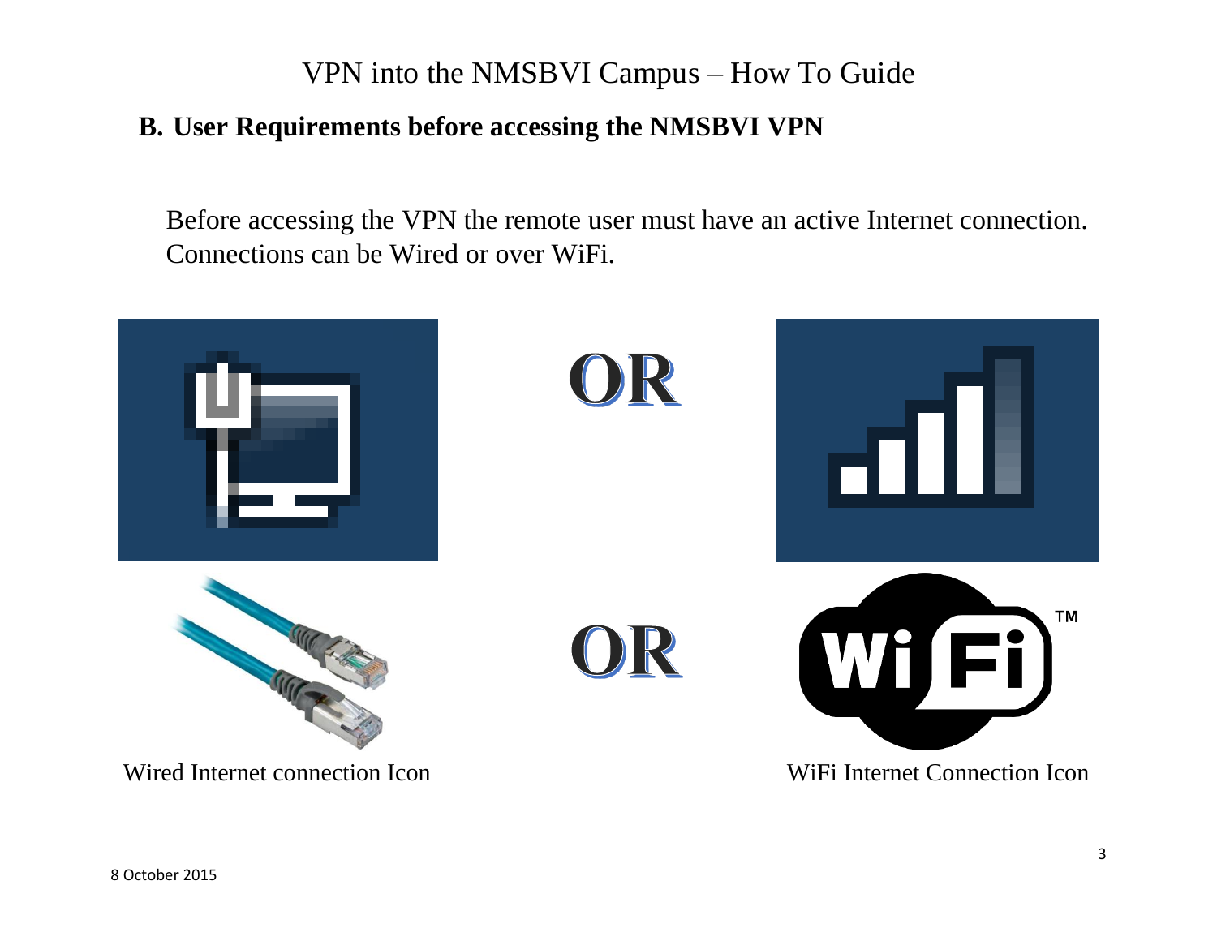## B. User Requirements before accessing the NMSBVI VPN

Before accessing the VPN the remote user must have an active Internet connection. Connections can be Wired or over WiFi.

OR

OR

Wired Internet connection Icon

WiFi Internet Connection Icon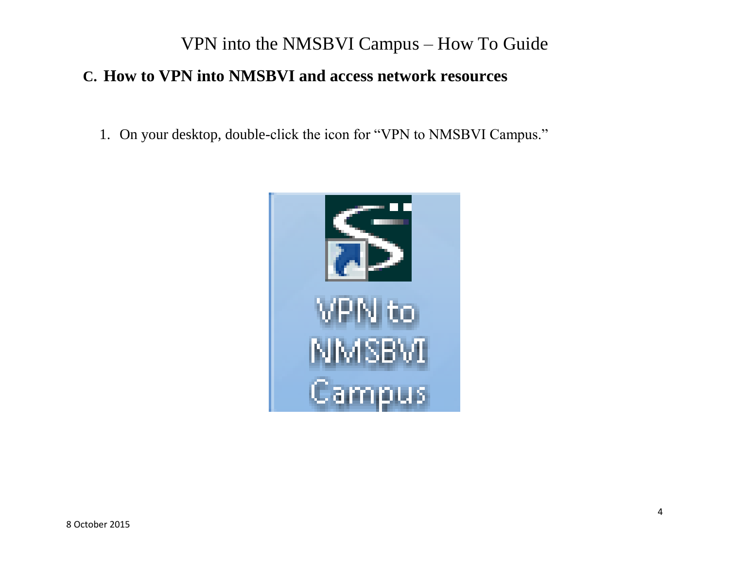## C. How to VPN into NMSBVI and access network resources

1. On your desktop, double-click the icon for "VPN to NMSBVI Campus."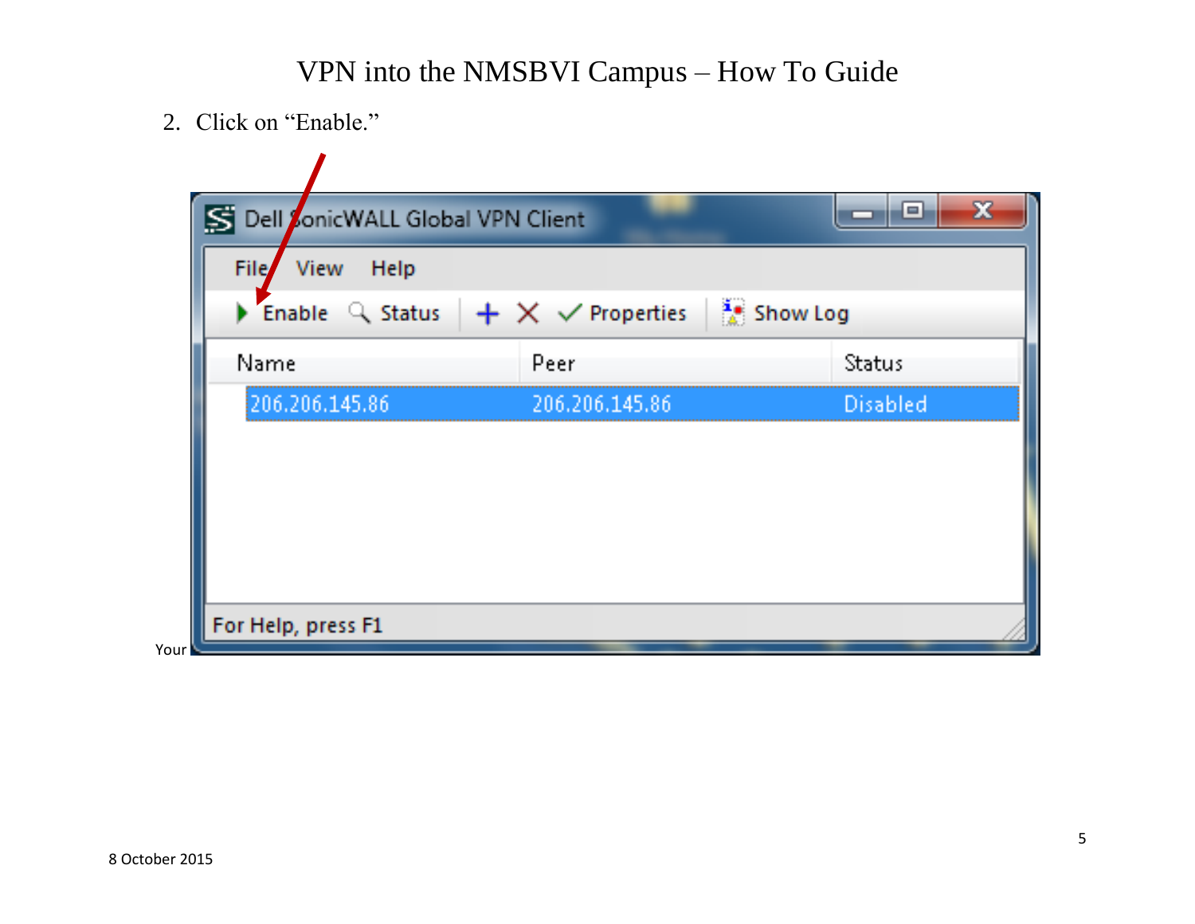# VPN into the NMSBVI Campus – How To Guide

2. Click on "Enable."

Your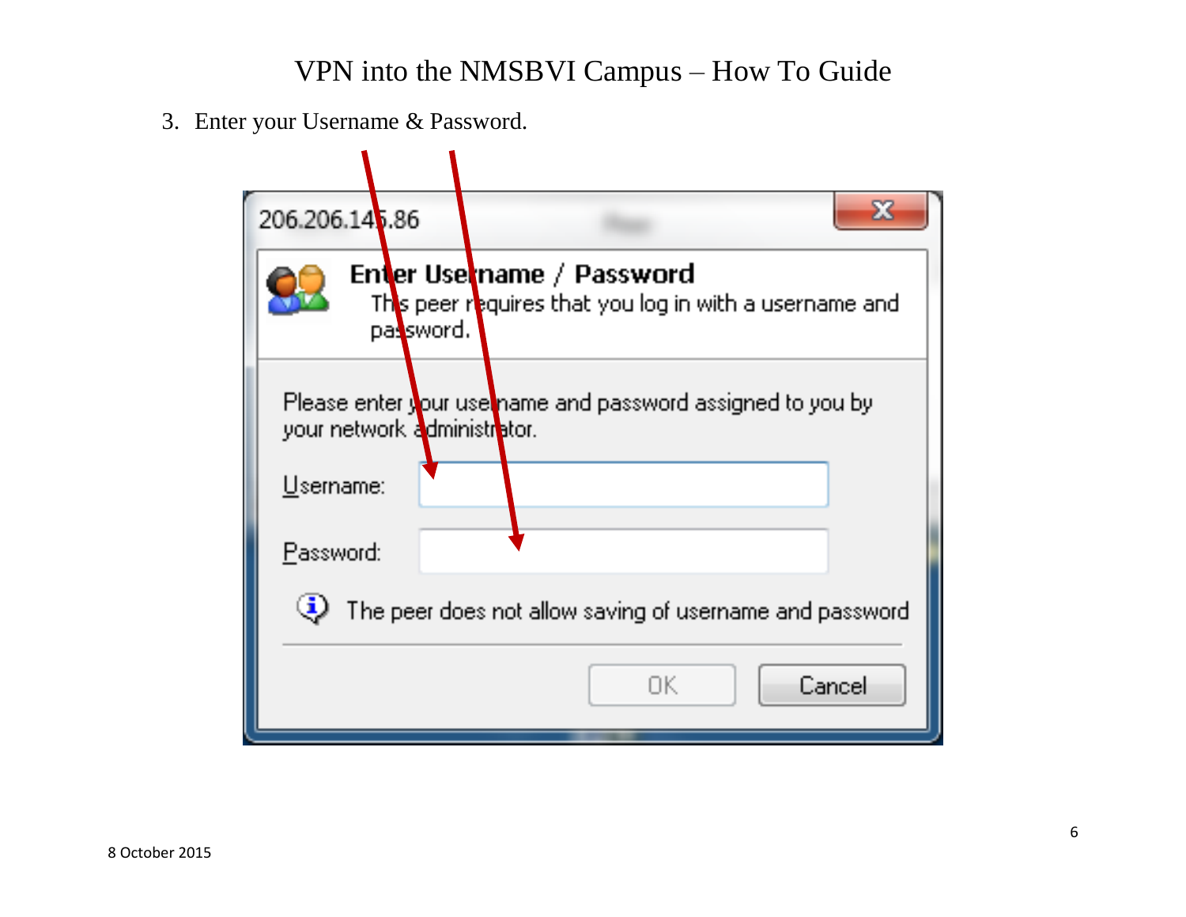3. Enter your Username & Password.

206.206.145.86

**Enter Username / Password**

This peer requires that you log in with a username and password.

Please enter your username and password assigned to you by your network administrator.

Username:

Password:

The peer does not allow saving of username and password

OK　Cancel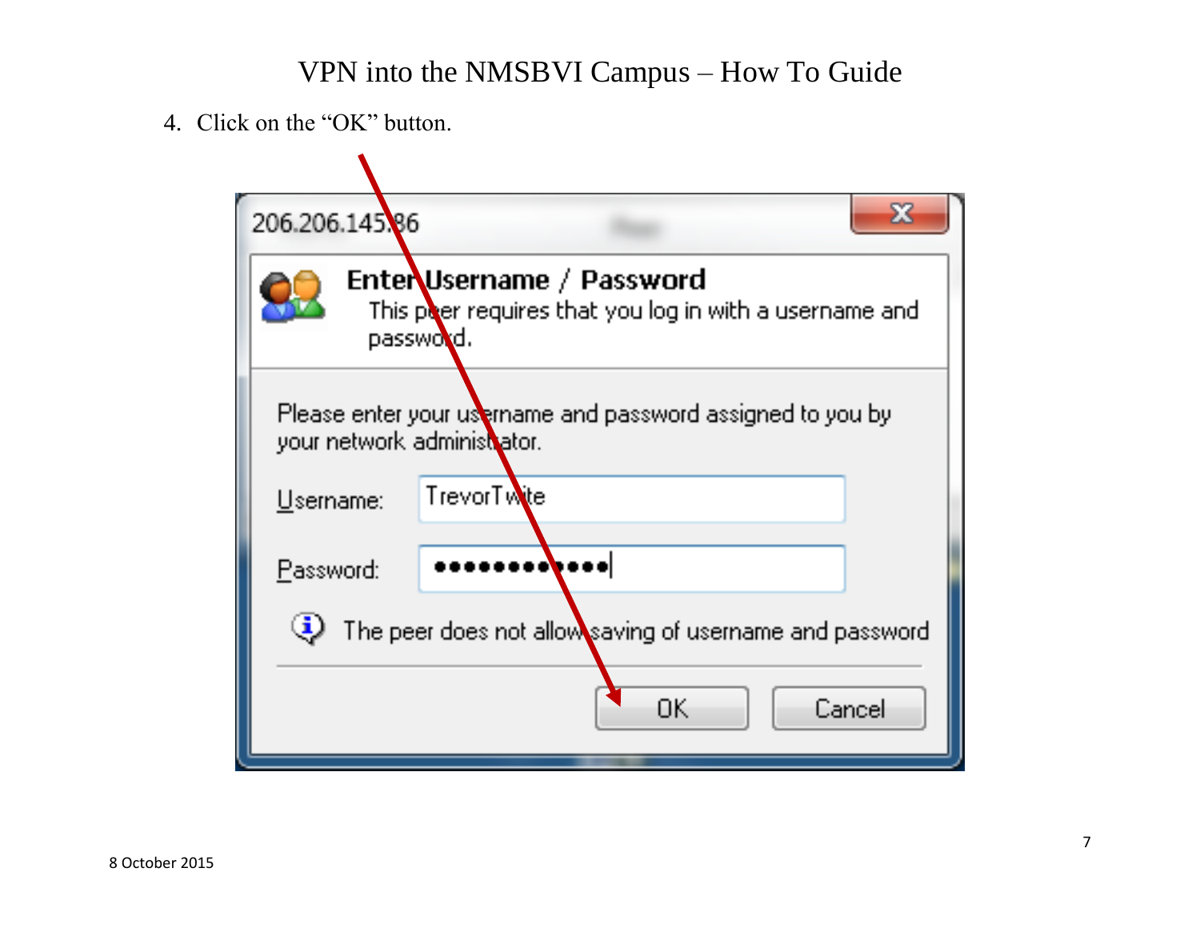4. Click on the “OK” button.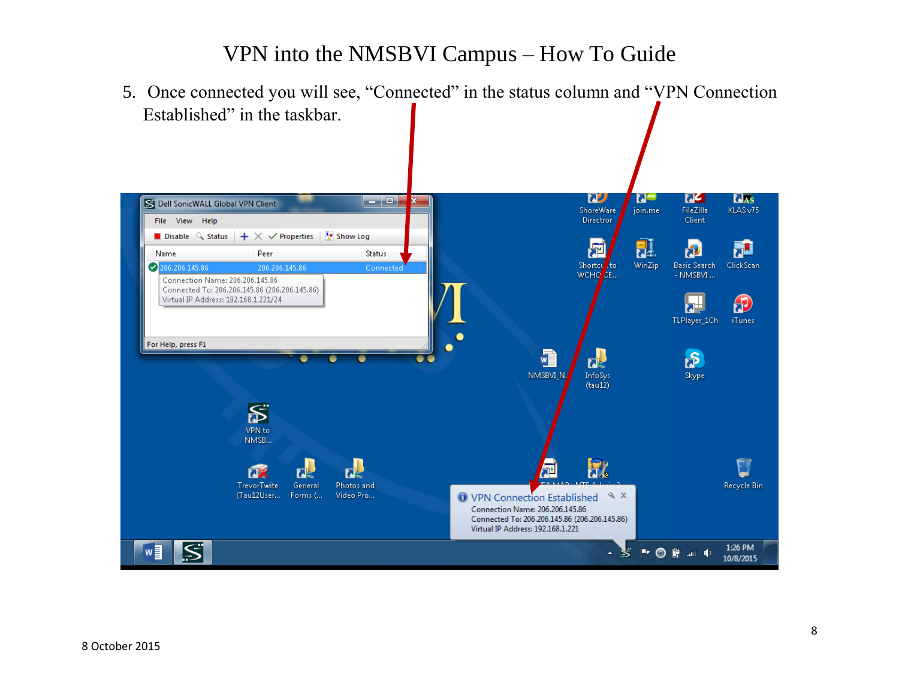5. Once connected you will see, “Connected” in the status column and “VPN Connection Established” in the taskbar.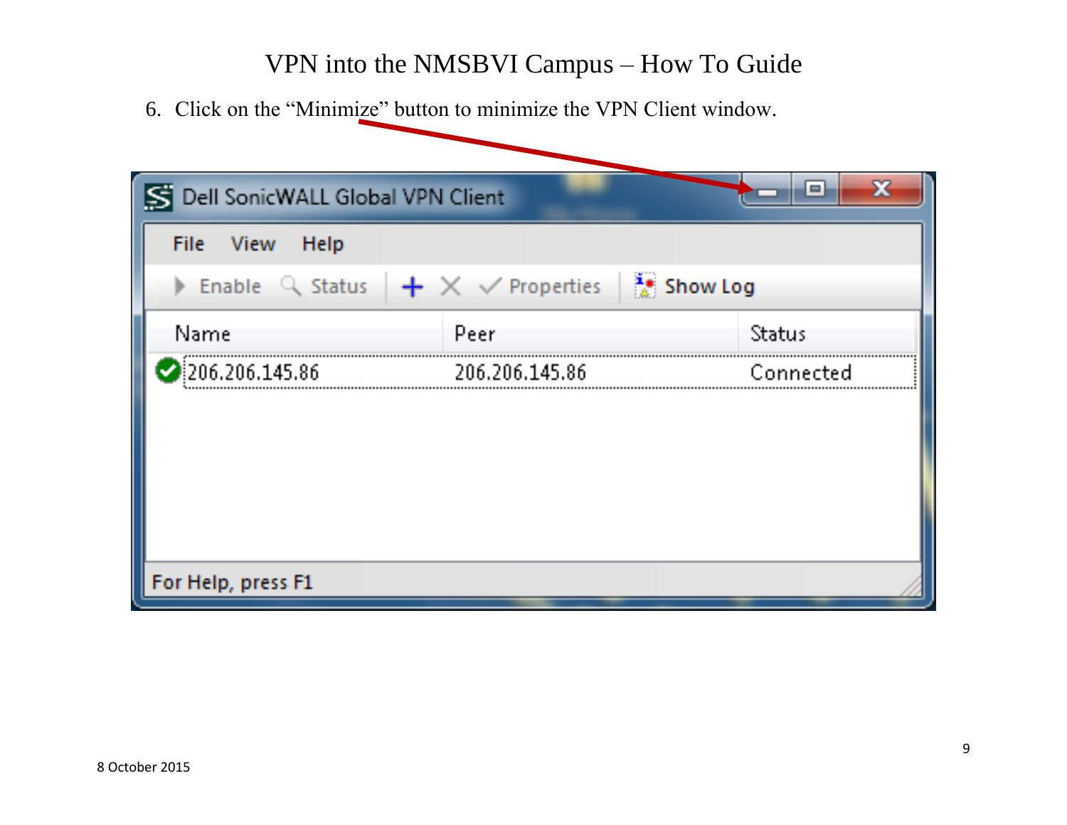6. Click on the "Minimize" button to minimize the VPN Client window.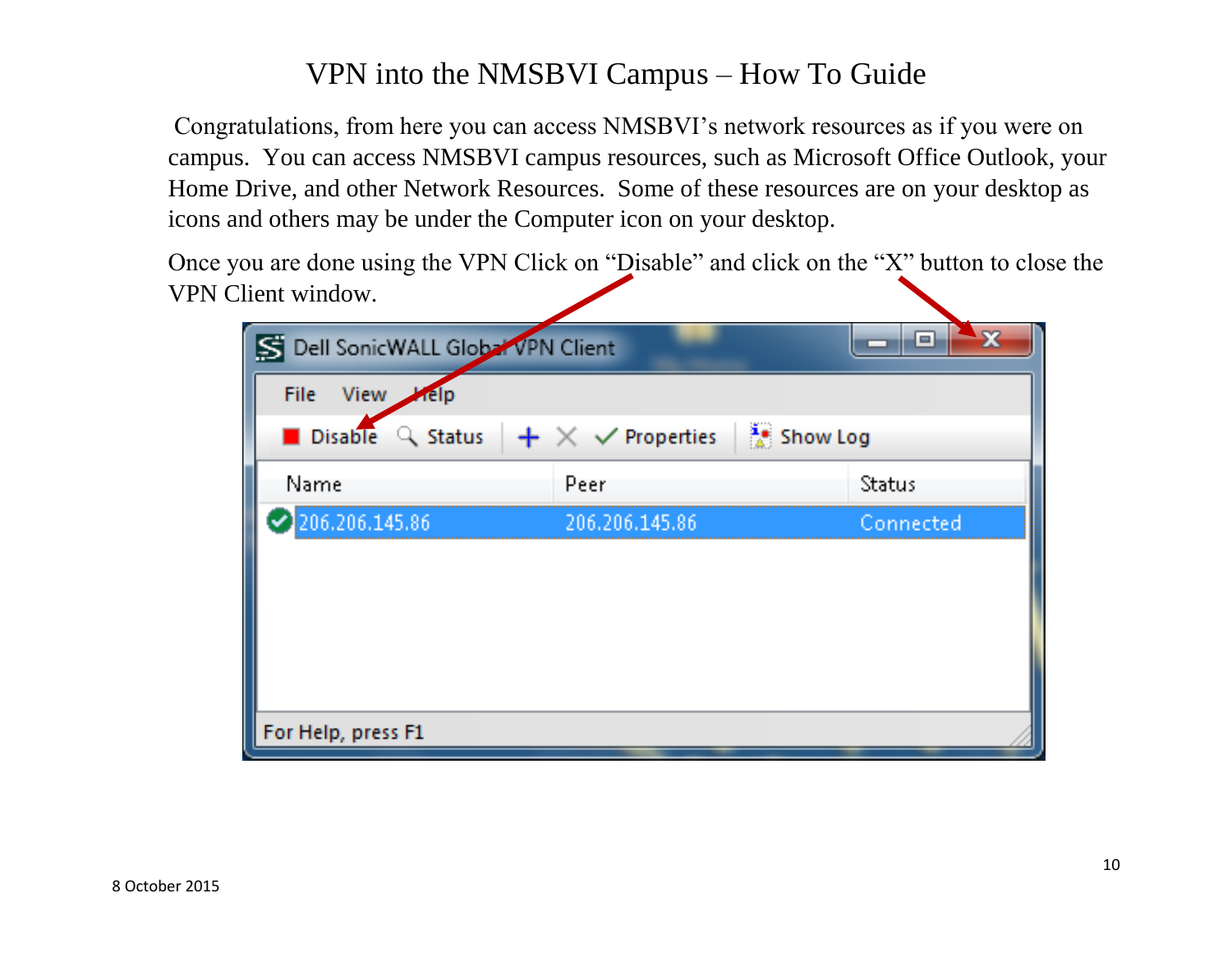# VPN into the NMSBVI Campus – How To Guide

Congratulations, from here you can access NMSBVI's network resources as if you were on campus. You can access NMSBVI campus resources, such as Microsoft Office Outlook, your Home Drive, and other Network Resources. Some of these resources are on your desktop as icons and others may be under the Computer icon on your desktop.

Once you are done using the VPN Click on "Disable" and click on the "X" button to close the VPN Client window.

Dell SonicWALL Global VPN Client

File View Help

Disable Status Properties Show Log

| Name | Peer | Status |
|---|---|---|
| 206.206.145.86 | 206.206.145.86 | Connected |

For Help, press F1

8 October 2015